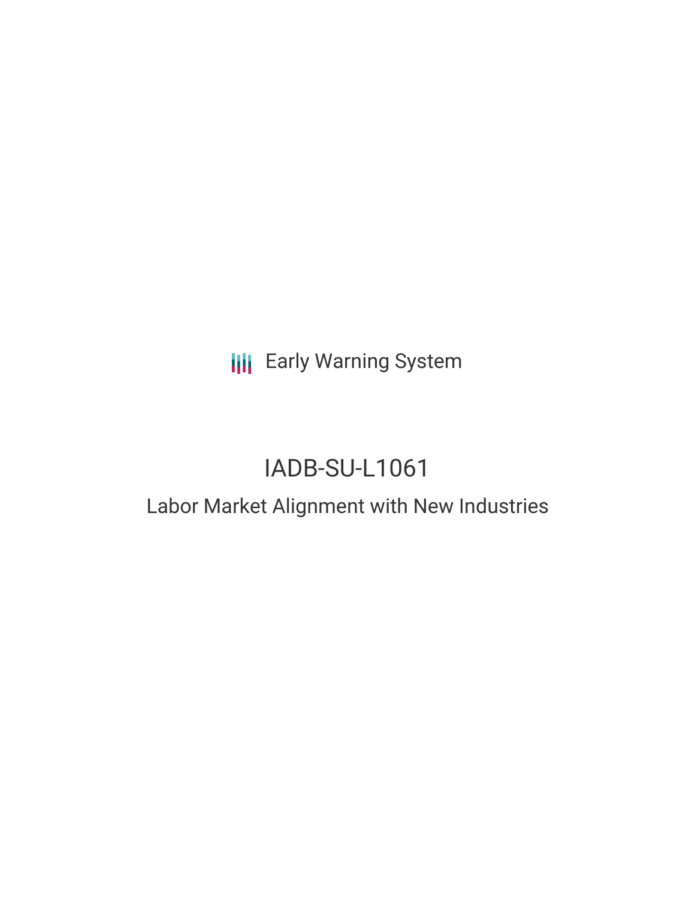Early Warning System

# IADB-SU-L1061

## Labor Market Alignment with New Industries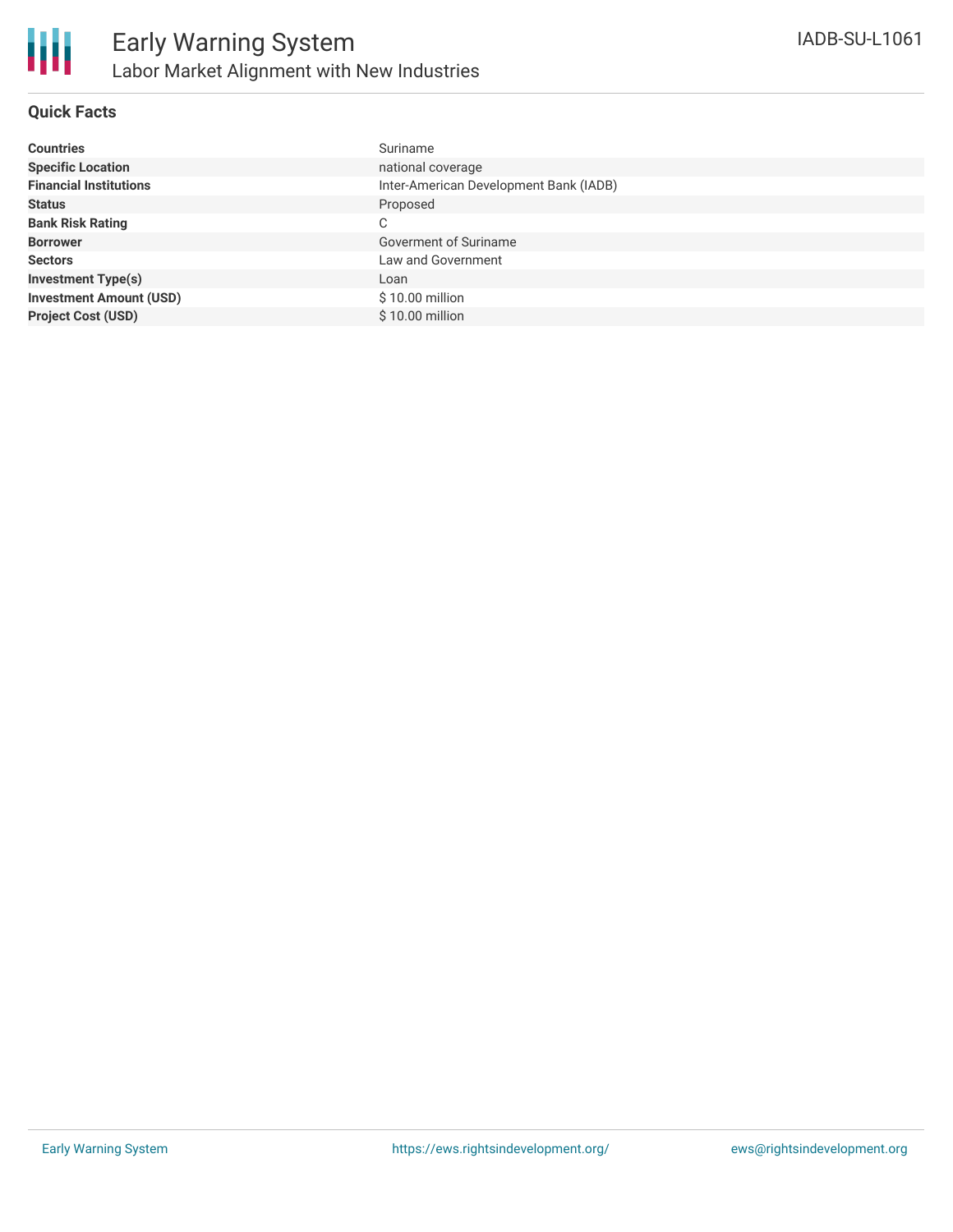# Early Warning System

## Labor Market Alignment with New Industries

IADB-SU-L1061

### Quick Facts

| | |
|---|---|
| **Countries** | Suriname |
| **Specific Location** | national coverage |
| **Financial Institutions** | Inter-American Development Bank (IADB) |
| **Status** | Proposed |
| **Bank Risk Rating** | C |
| **Borrower** | Goverment of Suriname |
| **Sectors** | Law and Government |
| **Investment Type(s)** | Loan |
| **Investment Amount (USD)** | $ 10.00 million |
| **Project Cost (USD)** | $ 10.00 million |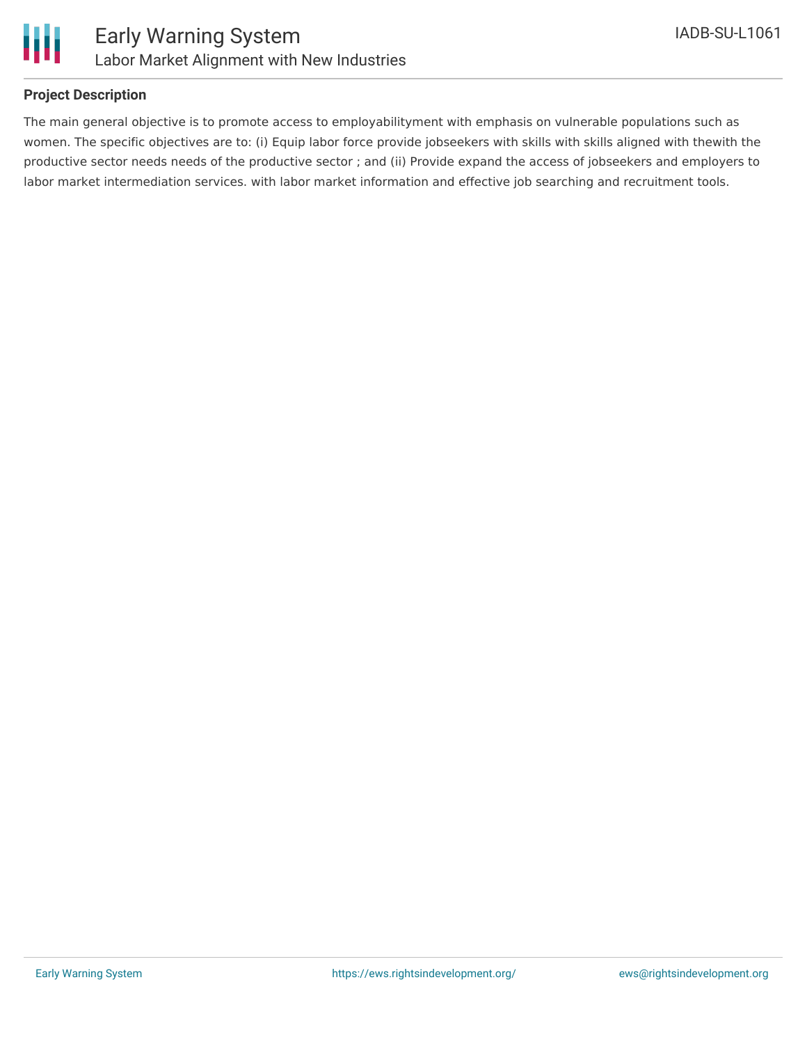**Project Description**

The main general objective is to promote access to employabilityment with emphasis on vulnerable populations such as women. The specific objectives are to: (i) Equip labor force provide jobseekers with skills with skills aligned with thewith the productive sector needs needs of the productive sector ; and (ii) Provide expand the access of jobseekers and employers to labor market intermediation services. with labor market information and effective job searching and recruitment tools.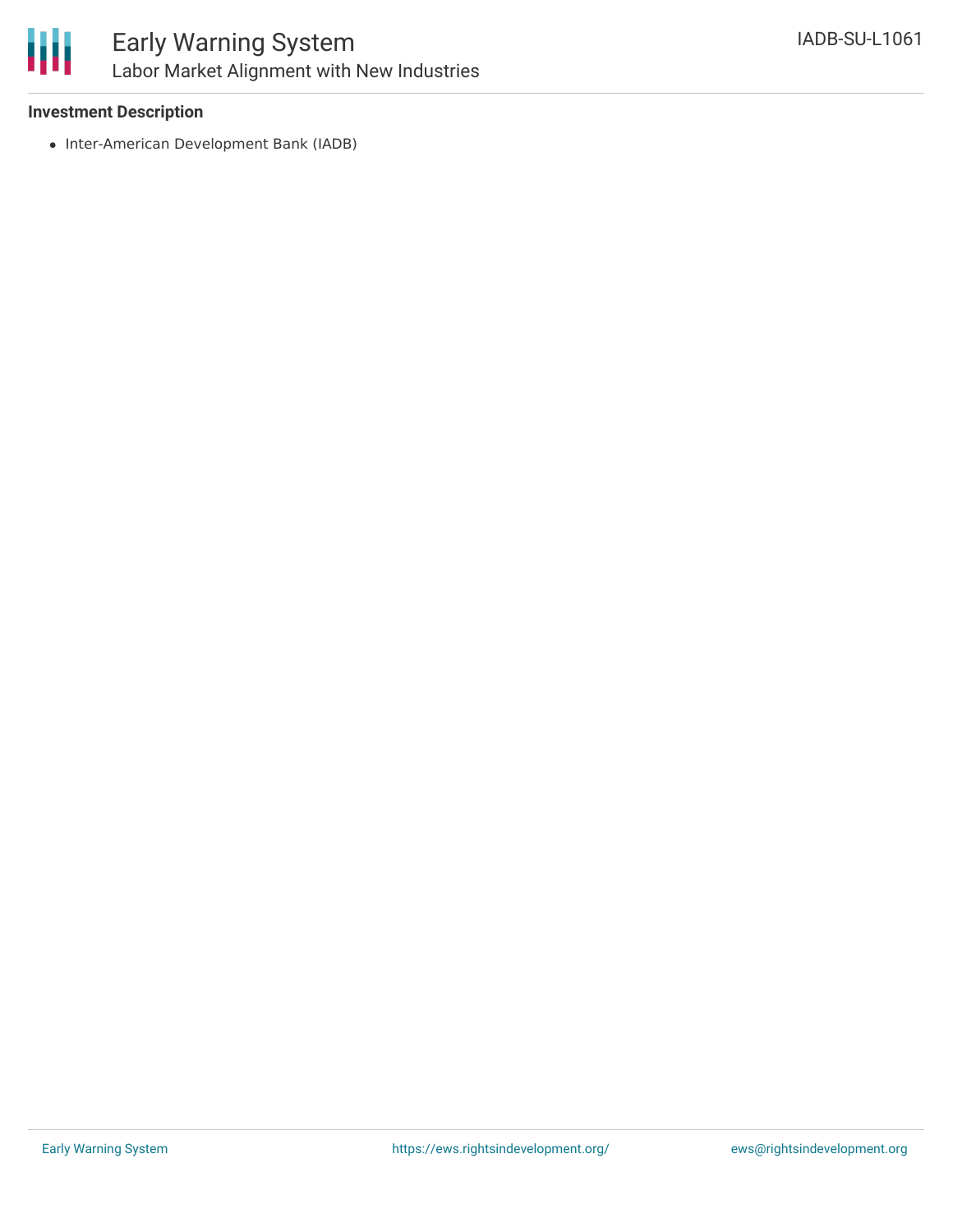**Investment Description**

- Inter-American Development Bank (IADB)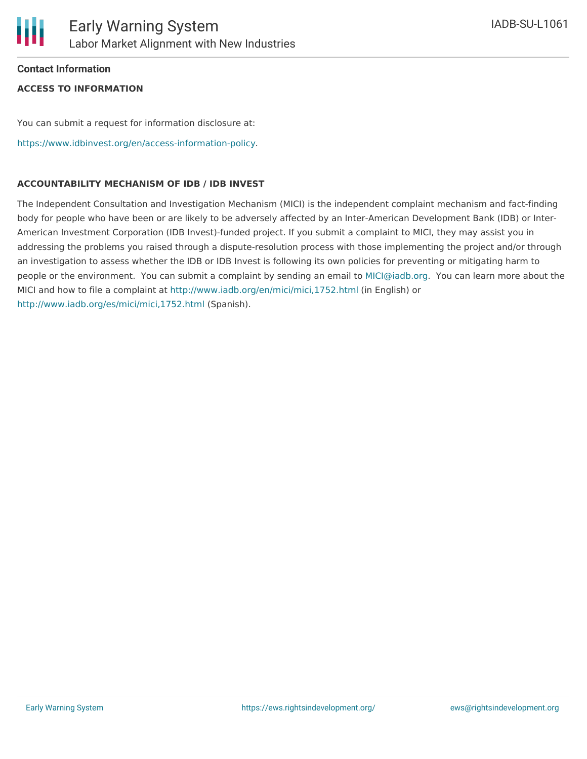**Contact Information**

**ACCESS TO INFORMATION**

You can submit a request for information disclosure at:

https://www.idbinvest.org/en/access-information-policy.

**ACCOUNTABILITY MECHANISM OF IDB / IDB INVEST**

The Independent Consultation and Investigation Mechanism (MICI) is the independent complaint mechanism and fact-finding body for people who have been or are likely to be adversely affected by an Inter-American Development Bank (IDB) or Inter-American Investment Corporation (IDB Invest)-funded project. If you submit a complaint to MICI, they may assist you in addressing the problems you raised through a dispute-resolution process with those implementing the project and/or through an investigation to assess whether the IDB or IDB Invest is following its own policies for preventing or mitigating harm to people or the environment. You can submit a complaint by sending an email to MICI@iadb.org. You can learn more about the MICI and how to file a complaint at http://www.iadb.org/en/mici/mici,1752.html (in English) or http://www.iadb.org/es/mici/mici,1752.html (Spanish).